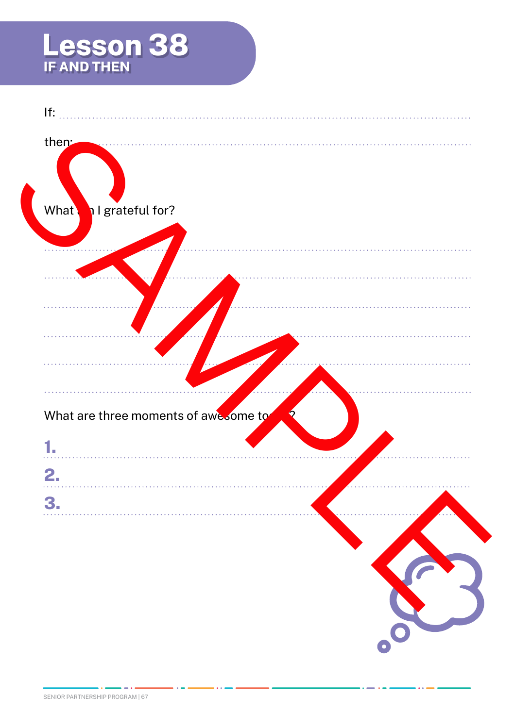# Lesson 38

## IF AND THEN

If: ..........

then: ..........

What am I grateful for?

..........

..........

..........

..........

..........

..........

What are three moments of awesome today?

1. ..........
2. ..........
3. ..........

SAMPLE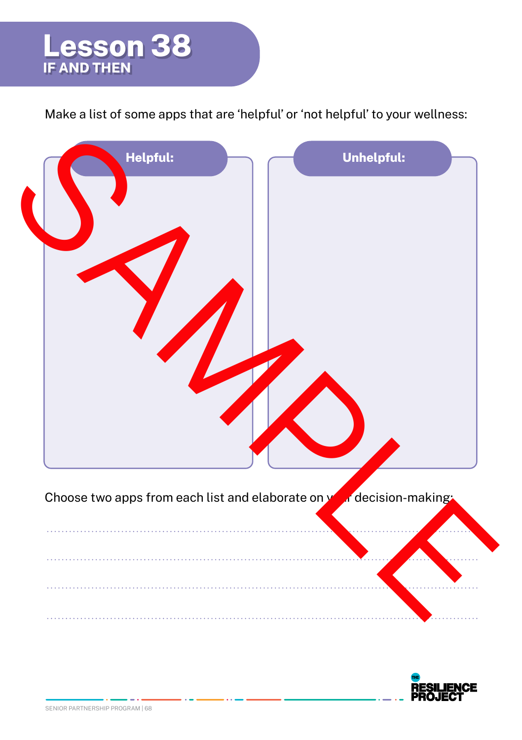# Lesson 38

## IF AND THEN

Make a list of some apps that are 'helpful' or 'not helpful' to your wellness:

| Helpful: | Unhelpful: |
| --- | --- |
| | |

Choose two apps from each list and elaborate on your decision-making:

.................................................................................................................................

.................................................................................................................................

.................................................................................................................................

.................................................................................................................................

SAMPLE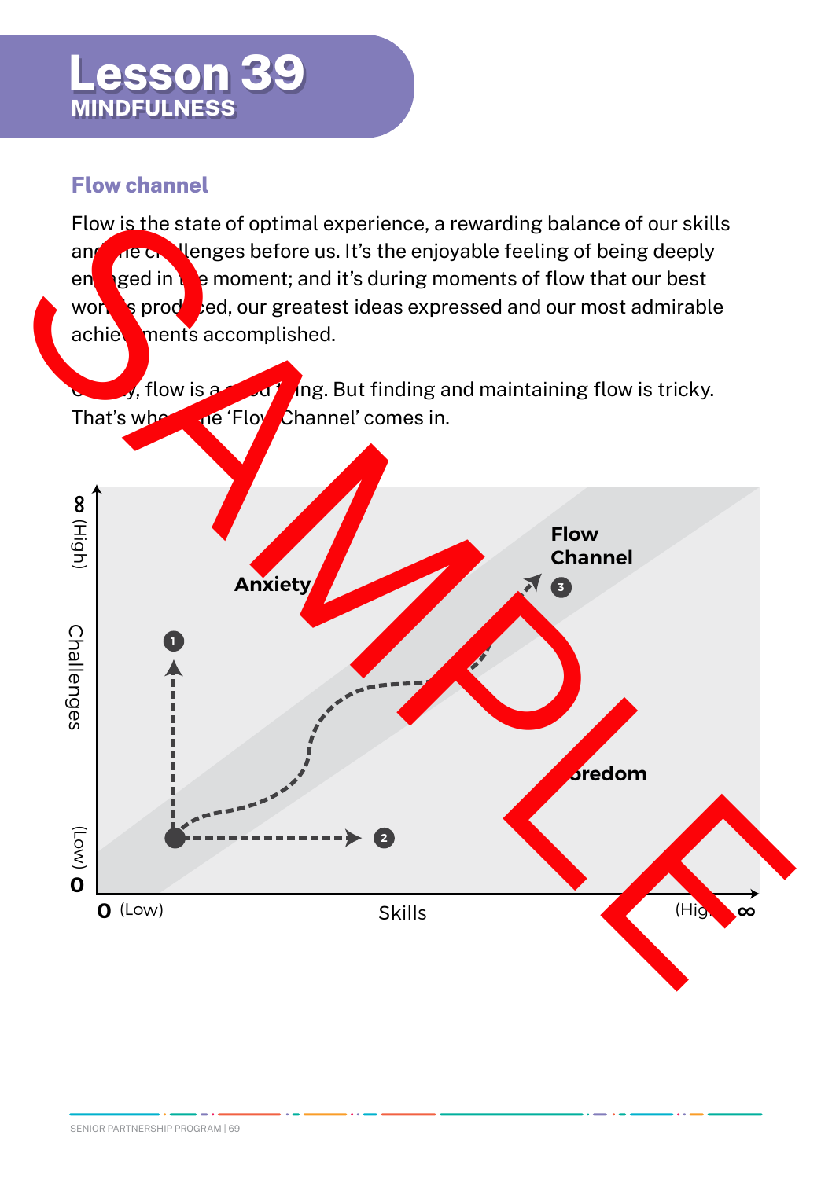# Lesson 39
## MINDFULNESS

### Flow channel

Flow is the state of optimal experience, a rewarding balance of our skills and the challenges before us. It's the enjoyable feeling of being deeply engaged in the moment; and it's during moments of flow that our best work is produced, our greatest ideas expressed and our most admirable achievements accomplished.

Clearly, flow is a good thing. But finding and maintaining flow is tricky. That's where the 'Flow Channel' comes in.

∞ (High)

Challenges

(Low) 0

Anxiety

Flow Channel

Boredom

1 2 3

0 (Low) Skills (High) ∞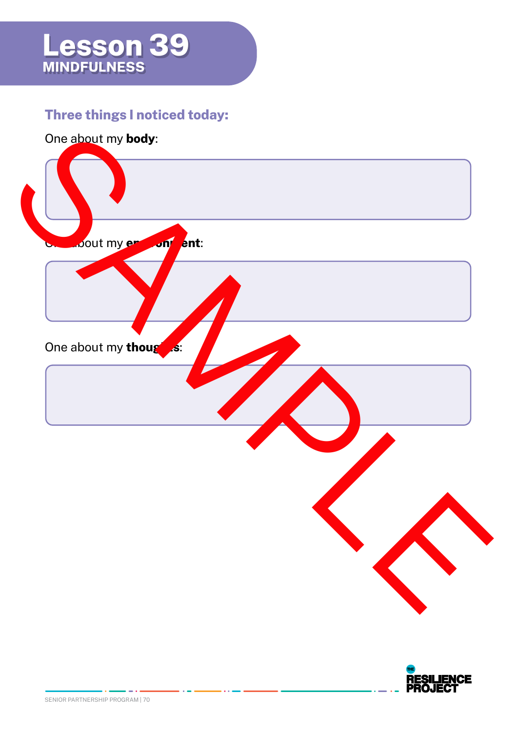# Lesson 39
## MINDFULNESS

### Three things I noticed today:

One about my **body**:

One about my **environment**:

One about my **thoughts**: